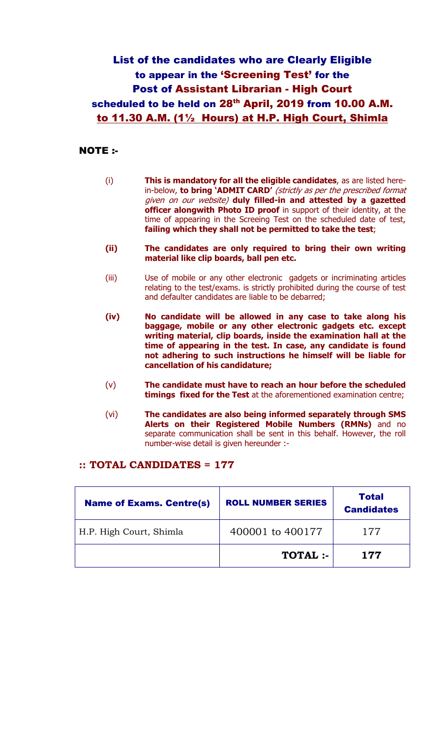# List of the candidates who are Clearly Eligible to appear in the 'Screening Test' for the Post of Assistant Librarian - High Court scheduled to be held on 28th April, 2019 from 10.00 A.M. to 11.30 A.M. (1½ Hours) at H.P. High Court, Shimla

## NOTE :-

(i) **This is mandatory for all the eligible candidates**, as are listed here-in-below, **to bring 'ADMIT CARD'** *(strictly as per the prescribed format given on our website)* **duly filled-in and attested by a gazetted officer alongwith Photo ID proof** in support of their identity, at the time of appearing in the Screeing Test on the scheduled date of test, **failing which they shall not be permitted to take the test**;

**(ii) The candidates are only required to bring their own writing material like clip boards, ball pen etc.**

(iii) Use of mobile or any other electronic gadgets or incriminating articles relating to the test/exams. is strictly prohibited during the course of test and defaulter candidates are liable to be debarred;

**(iv) No candidate will be allowed in any case to take along his baggage, mobile or any other electronic gadgets etc. except writing material, clip boards, inside the examination hall at the time of appearing in the test. In case, any candidate is found not adhering to such instructions he himself will be liable for cancellation of his candidature;**

(v) **The candidate must have to reach an hour before the scheduled timings fixed for the Test** at the aforementioned examination centre;

(vi) **The candidates are also being informed separately through SMS Alerts on their Registered Mobile Numbers (RMNs)** and no separate communication shall be sent in this behalf. However, the roll number-wise detail is given hereunder :-

**:: TOTAL CANDIDATES = 177**

| Name of Exams. Centre(s) | ROLL NUMBER SERIES | Total Candidates |
|---|---|---|
| H.P. High Court, Shimla | 400001 to 400177 | 177 |
| | **TOTAL :-** | **177** |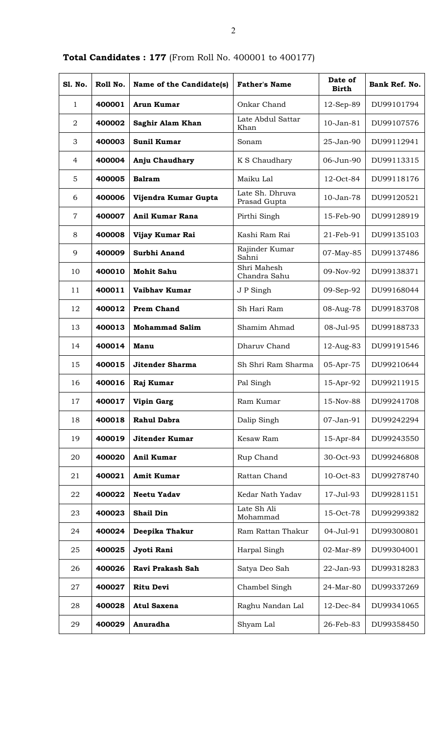**Total Candidates : 177** (From Roll No. 400001 to 400177)

| Sl. No. | Roll No. | Name of the Candidate(s) | Father's Name | Date of Birth | Bank Ref. No. |
|---|---|---|---|---|---|
| 1 | **400001** | **Arun Kumar** | Onkar Chand | 12-Sep-89 | DU99101794 |
| 2 | **400002** | **Saghir Alam Khan** | Late Abdul Sattar Khan | 10-Jan-81 | DU99107576 |
| 3 | **400003** | **Sunil Kumar** | Sonam | 25-Jan-90 | DU99112941 |
| 4 | **400004** | **Anju Chaudhary** | K S Chaudhary | 06-Jun-90 | DU99113315 |
| 5 | **400005** | **Balram** | Maiku Lal | 12-Oct-84 | DU99118176 |
| 6 | **400006** | **Vijendra Kumar Gupta** | Late Sh. Dhruva Prasad Gupta | 10-Jan-78 | DU99120521 |
| 7 | **400007** | **Anil Kumar Rana** | Pirthi Singh | 15-Feb-90 | DU99128919 |
| 8 | **400008** | **Vijay Kumar Rai** | Kashi Ram Rai | 21-Feb-91 | DU99135103 |
| 9 | **400009** | **Surbhi Anand** | Rajinder Kumar Sahni | 07-May-85 | DU99137486 |
| 10 | **400010** | **Mohit Sahu** | Shri Mahesh Chandra Sahu | 09-Nov-92 | DU99138371 |
| 11 | **400011** | **Vaibhav Kumar** | J P Singh | 09-Sep-92 | DU99168044 |
| 12 | **400012** | **Prem Chand** | Sh Hari Ram | 08-Aug-78 | DU99183708 |
| 13 | **400013** | **Mohammad Salim** | Shamim Ahmad | 08-Jul-95 | DU99188733 |
| 14 | **400014** | **Manu** | Dharuv Chand | 12-Aug-83 | DU99191546 |
| 15 | **400015** | **Jitender Sharma** | Sh Shri Ram Sharma | 05-Apr-75 | DU99210644 |
| 16 | **400016** | **Raj Kumar** | Pal Singh | 15-Apr-92 | DU99211915 |
| 17 | **400017** | **Vipin Garg** | Ram Kumar | 15-Nov-88 | DU99241708 |
| 18 | **400018** | **Rahul Dabra** | Dalip Singh | 07-Jan-91 | DU99242294 |
| 19 | **400019** | **Jitender Kumar** | Kesaw Ram | 15-Apr-84 | DU99243550 |
| 20 | **400020** | **Anil Kumar** | Rup Chand | 30-Oct-93 | DU99246808 |
| 21 | **400021** | **Amit Kumar** | Rattan Chand | 10-Oct-83 | DU99278740 |
| 22 | **400022** | **Neetu Yadav** | Kedar Nath Yadav | 17-Jul-93 | DU99281151 |
| 23 | **400023** | **Shail Din** | Late Sh Ali Mohammad | 15-Oct-78 | DU99299382 |
| 24 | **400024** | **Deepika Thakur** | Ram Rattan Thakur | 04-Jul-91 | DU99300801 |
| 25 | **400025** | **Jyoti Rani** | Harpal Singh | 02-Mar-89 | DU99304001 |
| 26 | **400026** | **Ravi Prakash Sah** | Satya Deo Sah | 22-Jan-93 | DU99318283 |
| 27 | **400027** | **Ritu Devi** | Chambel Singh | 24-Mar-80 | DU99337269 |
| 28 | **400028** | **Atul Saxena** | Raghu Nandan Lal | 12-Dec-84 | DU99341065 |
| 29 | **400029** | **Anuradha** | Shyam Lal | 26-Feb-83 | DU99358450 |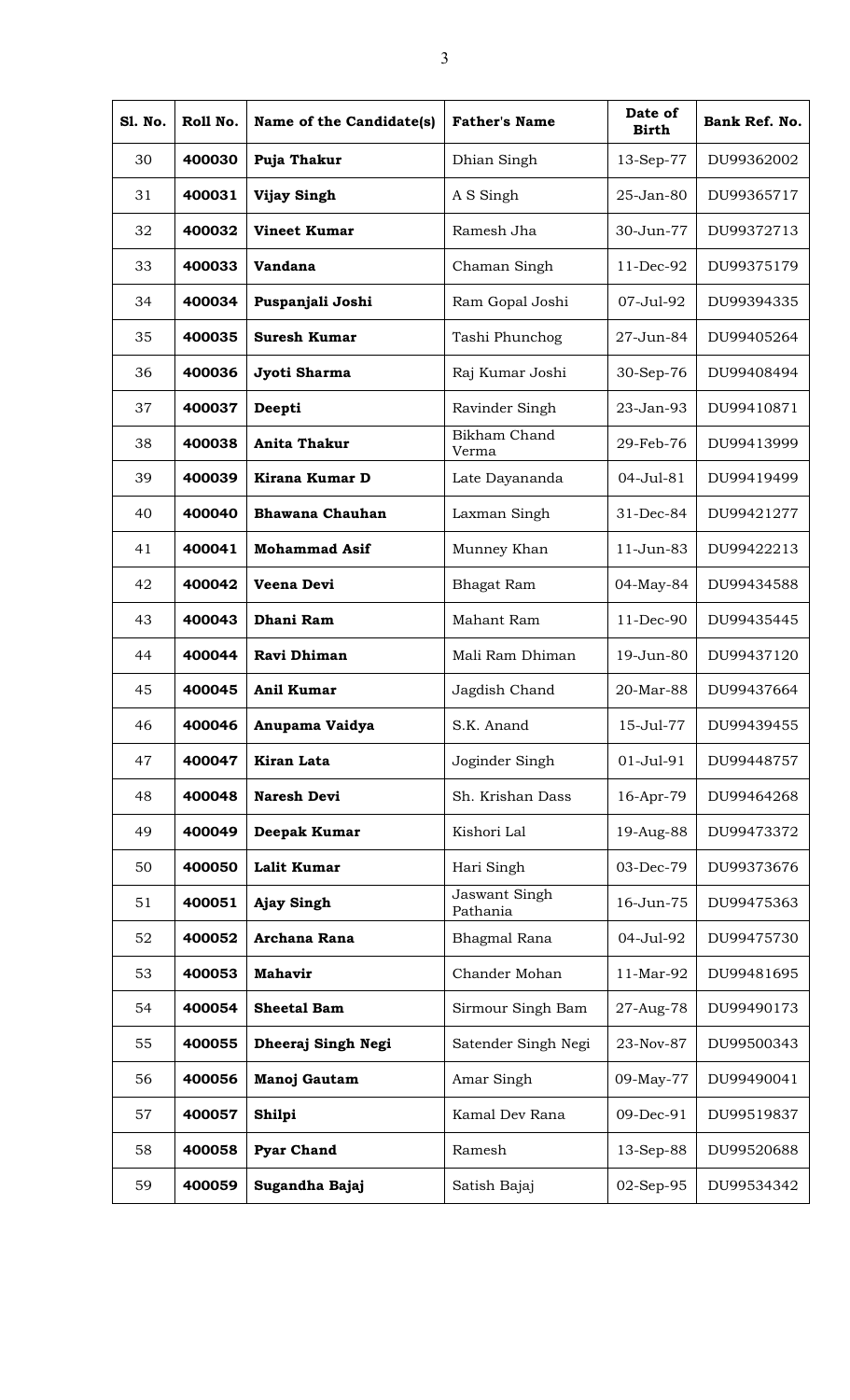| Sl. No. | Roll No. | Name of the Candidate(s) | Father's Name | Date of Birth | Bank Ref. No. |
|---|---|---|---|---|---|
| 30 | **400030** | **Puja Thakur** | Dhian Singh | 13-Sep-77 | DU99362002 |
| 31 | **400031** | **Vijay Singh** | A S Singh | 25-Jan-80 | DU99365717 |
| 32 | **400032** | **Vineet Kumar** | Ramesh Jha | 30-Jun-77 | DU99372713 |
| 33 | **400033** | **Vandana** | Chaman Singh | 11-Dec-92 | DU99375179 |
| 34 | **400034** | **Puspanjali Joshi** | Ram Gopal Joshi | 07-Jul-92 | DU99394335 |
| 35 | **400035** | **Suresh Kumar** | Tashi Phunchog | 27-Jun-84 | DU99405264 |
| 36 | **400036** | **Jyoti Sharma** | Raj Kumar Joshi | 30-Sep-76 | DU99408494 |
| 37 | **400037** | **Deepti** | Ravinder Singh | 23-Jan-93 | DU99410871 |
| 38 | **400038** | **Anita Thakur** | Bikham Chand Verma | 29-Feb-76 | DU99413999 |
| 39 | **400039** | **Kirana Kumar D** | Late Dayananda | 04-Jul-81 | DU99419499 |
| 40 | **400040** | **Bhawana Chauhan** | Laxman Singh | 31-Dec-84 | DU99421277 |
| 41 | **400041** | **Mohammad Asif** | Munney Khan | 11-Jun-83 | DU99422213 |
| 42 | **400042** | **Veena Devi** | Bhagat Ram | 04-May-84 | DU99434588 |
| 43 | **400043** | **Dhani Ram** | Mahant Ram | 11-Dec-90 | DU99435445 |
| 44 | **400044** | **Ravi Dhiman** | Mali Ram Dhiman | 19-Jun-80 | DU99437120 |
| 45 | **400045** | **Anil Kumar** | Jagdish Chand | 20-Mar-88 | DU99437664 |
| 46 | **400046** | **Anupama Vaidya** | S.K. Anand | 15-Jul-77 | DU99439455 |
| 47 | **400047** | **Kiran Lata** | Joginder Singh | 01-Jul-91 | DU99448757 |
| 48 | **400048** | **Naresh Devi** | Sh. Krishan Dass | 16-Apr-79 | DU99464268 |
| 49 | **400049** | **Deepak Kumar** | Kishori Lal | 19-Aug-88 | DU99473372 |
| 50 | **400050** | **Lalit Kumar** | Hari Singh | 03-Dec-79 | DU99373676 |
| 51 | **400051** | **Ajay Singh** | Jaswant Singh Pathania | 16-Jun-75 | DU99475363 |
| 52 | **400052** | **Archana Rana** | Bhagmal Rana | 04-Jul-92 | DU99475730 |
| 53 | **400053** | **Mahavir** | Chander Mohan | 11-Mar-92 | DU99481695 |
| 54 | **400054** | **Sheetal Bam** | Sirmour Singh Bam | 27-Aug-78 | DU99490173 |
| 55 | **400055** | **Dheeraj Singh Negi** | Satender Singh Negi | 23-Nov-87 | DU99500343 |
| 56 | **400056** | **Manoj Gautam** | Amar Singh | 09-May-77 | DU99490041 |
| 57 | **400057** | **Shilpi** | Kamal Dev Rana | 09-Dec-91 | DU99519837 |
| 58 | **400058** | **Pyar Chand** | Ramesh | 13-Sep-88 | DU99520688 |
| 59 | **400059** | **Sugandha Bajaj** | Satish Bajaj | 02-Sep-95 | DU99534342 |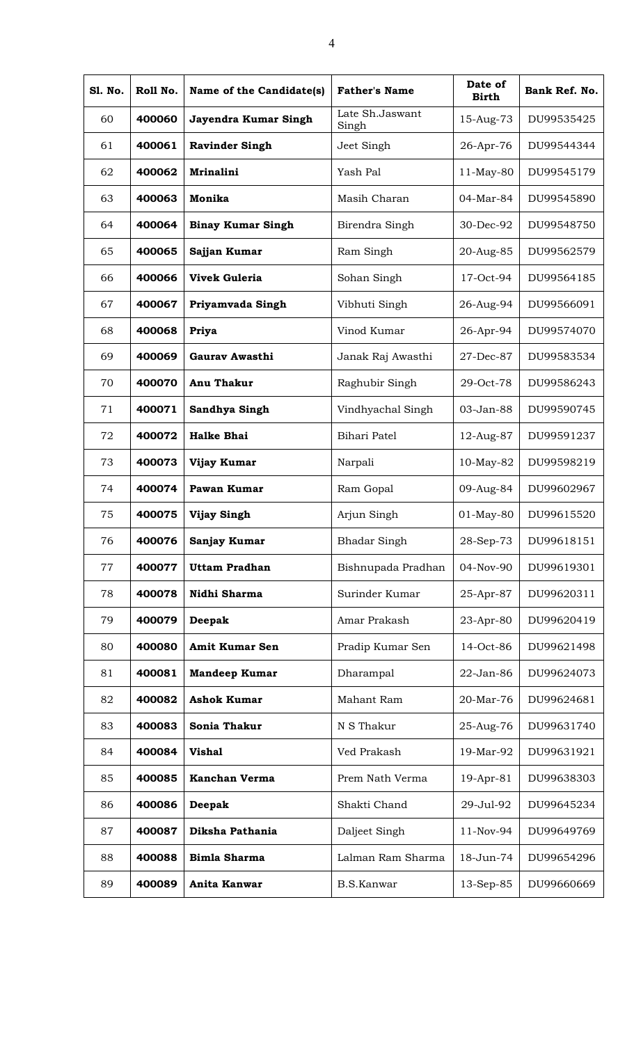| Sl. No. | Roll No. | Name of the Candidate(s) | Father's Name | Date of Birth | Bank Ref. No. |
|---|---|---|---|---|---|
| 60 | **400060** | **Jayendra Kumar Singh** | Late Sh.Jaswant Singh | 15-Aug-73 | DU99535425 |
| 61 | **400061** | **Ravinder Singh** | Jeet Singh | 26-Apr-76 | DU99544344 |
| 62 | **400062** | **Mrinalini** | Yash Pal | 11-May-80 | DU99545179 |
| 63 | **400063** | **Monika** | Masih Charan | 04-Mar-84 | DU99545890 |
| 64 | **400064** | **Binay Kumar Singh** | Birendra Singh | 30-Dec-92 | DU99548750 |
| 65 | **400065** | **Sajjan Kumar** | Ram Singh | 20-Aug-85 | DU99562579 |
| 66 | **400066** | **Vivek Guleria** | Sohan Singh | 17-Oct-94 | DU99564185 |
| 67 | **400067** | **Priyamvada Singh** | Vibhuti Singh | 26-Aug-94 | DU99566091 |
| 68 | **400068** | **Priya** | Vinod Kumar | 26-Apr-94 | DU99574070 |
| 69 | **400069** | **Gaurav Awasthi** | Janak Raj Awasthi | 27-Dec-87 | DU99583534 |
| 70 | **400070** | **Anu Thakur** | Raghubir Singh | 29-Oct-78 | DU99586243 |
| 71 | **400071** | **Sandhya Singh** | Vindhyachal Singh | 03-Jan-88 | DU99590745 |
| 72 | **400072** | **Halke Bhai** | Bihari Patel | 12-Aug-87 | DU99591237 |
| 73 | **400073** | **Vijay Kumar** | Narpali | 10-May-82 | DU99598219 |
| 74 | **400074** | **Pawan Kumar** | Ram Gopal | 09-Aug-84 | DU99602967 |
| 75 | **400075** | **Vijay Singh** | Arjun Singh | 01-May-80 | DU99615520 |
| 76 | **400076** | **Sanjay Kumar** | Bhadar Singh | 28-Sep-73 | DU99618151 |
| 77 | **400077** | **Uttam Pradhan** | Bishnupada Pradhan | 04-Nov-90 | DU99619301 |
| 78 | **400078** | **Nidhi Sharma** | Surinder Kumar | 25-Apr-87 | DU99620311 |
| 79 | **400079** | **Deepak** | Amar Prakash | 23-Apr-80 | DU99620419 |
| 80 | **400080** | **Amit Kumar Sen** | Pradip Kumar Sen | 14-Oct-86 | DU99621498 |
| 81 | **400081** | **Mandeep Kumar** | Dharampal | 22-Jan-86 | DU99624073 |
| 82 | **400082** | **Ashok Kumar** | Mahant Ram | 20-Mar-76 | DU99624681 |
| 83 | **400083** | **Sonia Thakur** | N S Thakur | 25-Aug-76 | DU99631740 |
| 84 | **400084** | **Vishal** | Ved Prakash | 19-Mar-92 | DU99631921 |
| 85 | **400085** | **Kanchan Verma** | Prem Nath Verma | 19-Apr-81 | DU99638303 |
| 86 | **400086** | **Deepak** | Shakti Chand | 29-Jul-92 | DU99645234 |
| 87 | **400087** | **Diksha Pathania** | Daljeet Singh | 11-Nov-94 | DU99649769 |
| 88 | **400088** | **Bimla Sharma** | Lalman Ram Sharma | 18-Jun-74 | DU99654296 |
| 89 | **400089** | **Anita Kanwar** | B.S.Kanwar | 13-Sep-85 | DU99660669 |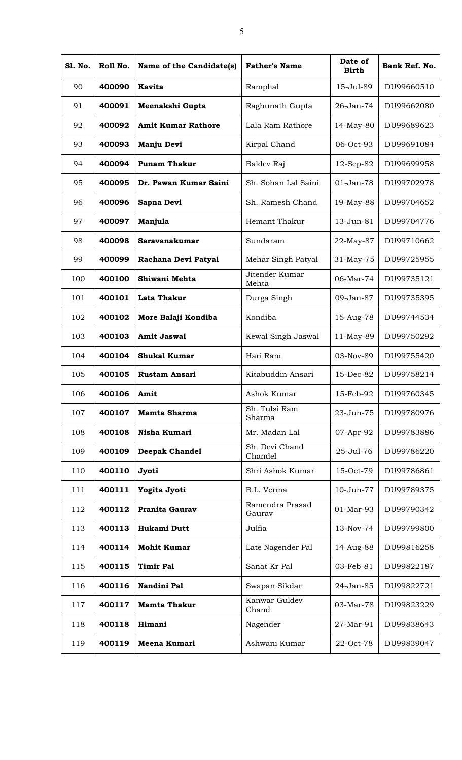| Sl. No. | Roll No. | Name of the Candidate(s) | Father's Name | Date of Birth | Bank Ref. No. |
|---|---|---|---|---|---|
| 90 | **400090** | **Kavita** | Ramphal | 15-Jul-89 | DU99660510 |
| 91 | **400091** | **Meenakshi Gupta** | Raghunath Gupta | 26-Jan-74 | DU99662080 |
| 92 | **400092** | **Amit Kumar Rathore** | Lala Ram Rathore | 14-May-80 | DU99689623 |
| 93 | **400093** | **Manju Devi** | Kirpal Chand | 06-Oct-93 | DU99691084 |
| 94 | **400094** | **Punam Thakur** | Baldev Raj | 12-Sep-82 | DU99699958 |
| 95 | **400095** | **Dr. Pawan Kumar Saini** | Sh. Sohan Lal Saini | 01-Jan-78 | DU99702978 |
| 96 | **400096** | **Sapna Devi** | Sh. Ramesh Chand | 19-May-88 | DU99704652 |
| 97 | **400097** | **Manjula** | Hemant Thakur | 13-Jun-81 | DU99704776 |
| 98 | **400098** | **Saravanakumar** | Sundaram | 22-May-87 | DU99710662 |
| 99 | **400099** | **Rachana Devi Patyal** | Mehar Singh Patyal | 31-May-75 | DU99725955 |
| 100 | **400100** | **Shiwani Mehta** | Jitender Kumar Mehta | 06-Mar-74 | DU99735121 |
| 101 | **400101** | **Lata Thakur** | Durga Singh | 09-Jan-87 | DU99735395 |
| 102 | **400102** | **More Balaji Kondiba** | Kondiba | 15-Aug-78 | DU99744534 |
| 103 | **400103** | **Amit Jaswal** | Kewal Singh Jaswal | 11-May-89 | DU99750292 |
| 104 | **400104** | **Shukal Kumar** | Hari Ram | 03-Nov-89 | DU99755420 |
| 105 | **400105** | **Rustam Ansari** | Kitabuddin Ansari | 15-Dec-82 | DU99758214 |
| 106 | **400106** | **Amit** | Ashok Kumar | 15-Feb-92 | DU99760345 |
| 107 | **400107** | **Mamta Sharma** | Sh. Tulsi Ram Sharma | 23-Jun-75 | DU99780976 |
| 108 | **400108** | **Nisha Kumari** | Mr. Madan Lal | 07-Apr-92 | DU99783886 |
| 109 | **400109** | **Deepak Chandel** | Sh. Devi Chand Chandel | 25-Jul-76 | DU99786220 |
| 110 | **400110** | **Jyoti** | Shri Ashok Kumar | 15-Oct-79 | DU99786861 |
| 111 | **400111** | **Yogita Jyoti** | B.L. Verma | 10-Jun-77 | DU99789375 |
| 112 | **400112** | **Pranita Gaurav** | Ramendra Prasad Gaurav | 01-Mar-93 | DU99790342 |
| 113 | **400113** | **Hukami Dutt** | Julfia | 13-Nov-74 | DU99799800 |
| 114 | **400114** | **Mohit Kumar** | Late Nagender Pal | 14-Aug-88 | DU99816258 |
| 115 | **400115** | **Timir Pal** | Sanat Kr Pal | 03-Feb-81 | DU99822187 |
| 116 | **400116** | **Nandini Pal** | Swapan Sikdar | 24-Jan-85 | DU99822721 |
| 117 | **400117** | **Mamta Thakur** | Kanwar Guldev Chand | 03-Mar-78 | DU99823229 |
| 118 | **400118** | **Himani** | Nagender | 27-Mar-91 | DU99838643 |
| 119 | **400119** | **Meena Kumari** | Ashwani Kumar | 22-Oct-78 | DU99839047 |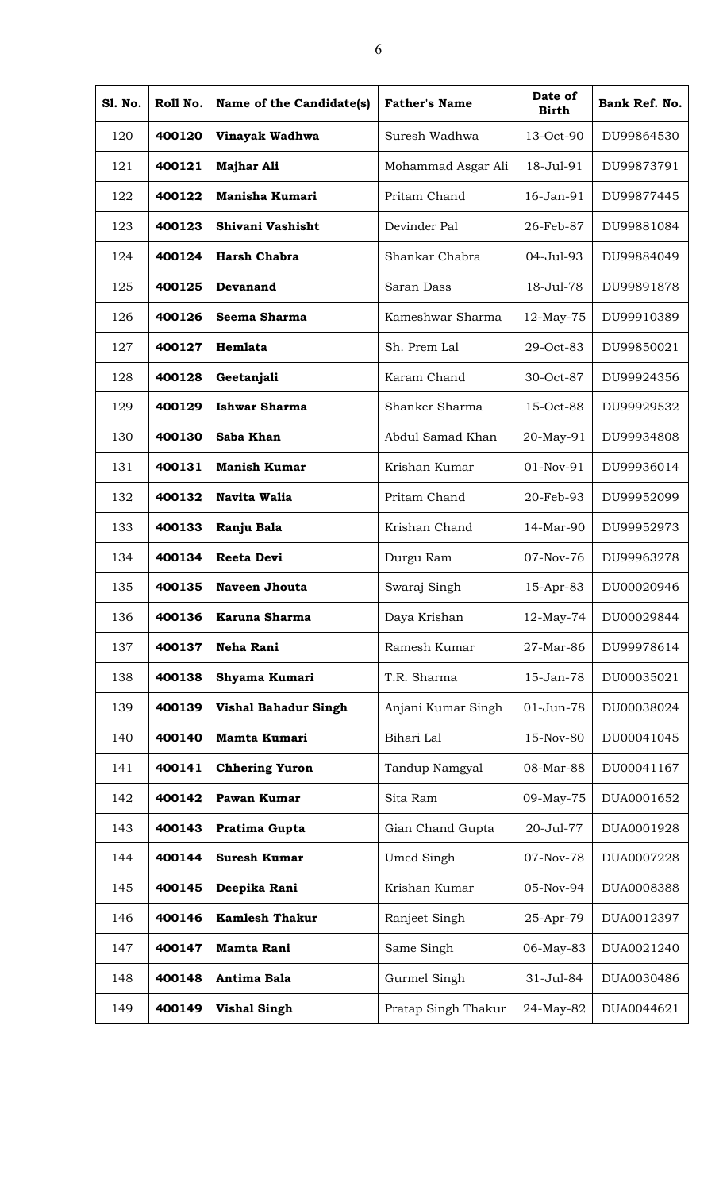| Sl. No. | Roll No. | Name of the Candidate(s) | Father's Name | Date of Birth | Bank Ref. No. |
|---|---|---|---|---|---|
| 120 | **400120** | **Vinayak Wadhwa** | Suresh Wadhwa | 13-Oct-90 | DU99864530 |
| 121 | **400121** | **Majhar Ali** | Mohammad Asgar Ali | 18-Jul-91 | DU99873791 |
| 122 | **400122** | **Manisha Kumari** | Pritam Chand | 16-Jan-91 | DU99877445 |
| 123 | **400123** | **Shivani Vashisht** | Devinder Pal | 26-Feb-87 | DU99881084 |
| 124 | **400124** | **Harsh Chabra** | Shankar Chabra | 04-Jul-93 | DU99884049 |
| 125 | **400125** | **Devanand** | Saran Dass | 18-Jul-78 | DU99891878 |
| 126 | **400126** | **Seema Sharma** | Kameshwar Sharma | 12-May-75 | DU99910389 |
| 127 | **400127** | **Hemlata** | Sh. Prem Lal | 29-Oct-83 | DU99850021 |
| 128 | **400128** | **Geetanjali** | Karam Chand | 30-Oct-87 | DU99924356 |
| 129 | **400129** | **Ishwar Sharma** | Shanker Sharma | 15-Oct-88 | DU99929532 |
| 130 | **400130** | **Saba Khan** | Abdul Samad Khan | 20-May-91 | DU99934808 |
| 131 | **400131** | **Manish Kumar** | Krishan Kumar | 01-Nov-91 | DU99936014 |
| 132 | **400132** | **Navita Walia** | Pritam Chand | 20-Feb-93 | DU99952099 |
| 133 | **400133** | **Ranju Bala** | Krishan Chand | 14-Mar-90 | DU99952973 |
| 134 | **400134** | **Reeta Devi** | Durgu Ram | 07-Nov-76 | DU99963278 |
| 135 | **400135** | **Naveen Jhouta** | Swaraj Singh | 15-Apr-83 | DU00020946 |
| 136 | **400136** | **Karuna Sharma** | Daya Krishan | 12-May-74 | DU00029844 |
| 137 | **400137** | **Neha Rani** | Ramesh Kumar | 27-Mar-86 | DU99978614 |
| 138 | **400138** | **Shyama Kumari** | T.R. Sharma | 15-Jan-78 | DU00035021 |
| 139 | **400139** | **Vishal Bahadur Singh** | Anjani Kumar Singh | 01-Jun-78 | DU00038024 |
| 140 | **400140** | **Mamta Kumari** | Bihari Lal | 15-Nov-80 | DU00041045 |
| 141 | **400141** | **Chhering Yuron** | Tandup Namgyal | 08-Mar-88 | DU00041167 |
| 142 | **400142** | **Pawan Kumar** | Sita Ram | 09-May-75 | DUA0001652 |
| 143 | **400143** | **Pratima Gupta** | Gian Chand Gupta | 20-Jul-77 | DUA0001928 |
| 144 | **400144** | **Suresh Kumar** | Umed Singh | 07-Nov-78 | DUA0007228 |
| 145 | **400145** | **Deepika Rani** | Krishan Kumar | 05-Nov-94 | DUA0008388 |
| 146 | **400146** | **Kamlesh Thakur** | Ranjeet Singh | 25-Apr-79 | DUA0012397 |
| 147 | **400147** | **Mamta Rani** | Same Singh | 06-May-83 | DUA0021240 |
| 148 | **400148** | **Antima Bala** | Gurmel Singh | 31-Jul-84 | DUA0030486 |
| 149 | **400149** | **Vishal Singh** | Pratap Singh Thakur | 24-May-82 | DUA0044621 |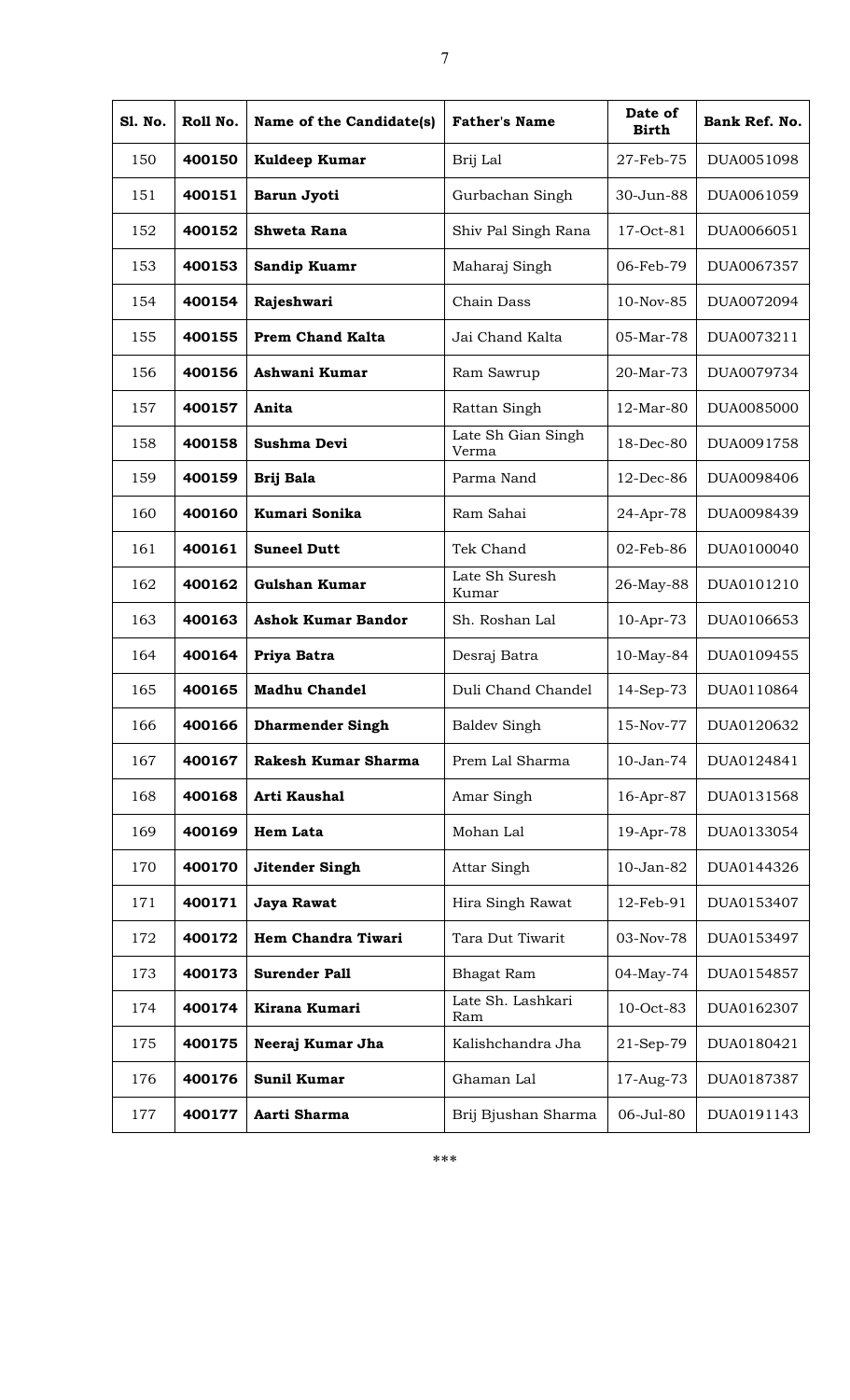| Sl. No. | Roll No. | Name of the Candidate(s) | Father's Name | Date of Birth | Bank Ref. No. |
|---|---|---|---|---|---|
| 150 | **400150** | **Kuldeep Kumar** | Brij Lal | 27-Feb-75 | DUA0051098 |
| 151 | **400151** | **Barun Jyoti** | Gurbachan Singh | 30-Jun-88 | DUA0061059 |
| 152 | **400152** | **Shweta Rana** | Shiv Pal Singh Rana | 17-Oct-81 | DUA0066051 |
| 153 | **400153** | **Sandip Kuamr** | Maharaj Singh | 06-Feb-79 | DUA0067357 |
| 154 | **400154** | **Rajeshwari** | Chain Dass | 10-Nov-85 | DUA0072094 |
| 155 | **400155** | **Prem Chand Kalta** | Jai Chand Kalta | 05-Mar-78 | DUA0073211 |
| 156 | **400156** | **Ashwani Kumar** | Ram Sawrup | 20-Mar-73 | DUA0079734 |
| 157 | **400157** | **Anita** | Rattan Singh | 12-Mar-80 | DUA0085000 |
| 158 | **400158** | **Sushma Devi** | Late Sh Gian Singh Verma | 18-Dec-80 | DUA0091758 |
| 159 | **400159** | **Brij Bala** | Parma Nand | 12-Dec-86 | DUA0098406 |
| 160 | **400160** | **Kumari Sonika** | Ram Sahai | 24-Apr-78 | DUA0098439 |
| 161 | **400161** | **Suneel Dutt** | Tek Chand | 02-Feb-86 | DUA0100040 |
| 162 | **400162** | **Gulshan Kumar** | Late Sh Suresh Kumar | 26-May-88 | DUA0101210 |
| 163 | **400163** | **Ashok Kumar Bandor** | Sh. Roshan Lal | 10-Apr-73 | DUA0106653 |
| 164 | **400164** | **Priya Batra** | Desraj Batra | 10-May-84 | DUA0109455 |
| 165 | **400165** | **Madhu Chandel** | Duli Chand Chandel | 14-Sep-73 | DUA0110864 |
| 166 | **400166** | **Dharmender Singh** | Baldev Singh | 15-Nov-77 | DUA0120632 |
| 167 | **400167** | **Rakesh Kumar Sharma** | Prem Lal Sharma | 10-Jan-74 | DUA0124841 |
| 168 | **400168** | **Arti Kaushal** | Amar Singh | 16-Apr-87 | DUA0131568 |
| 169 | **400169** | **Hem Lata** | Mohan Lal | 19-Apr-78 | DUA0133054 |
| 170 | **400170** | **Jitender Singh** | Attar Singh | 10-Jan-82 | DUA0144326 |
| 171 | **400171** | **Jaya Rawat** | Hira Singh Rawat | 12-Feb-91 | DUA0153407 |
| 172 | **400172** | **Hem Chandra Tiwari** | Tara Dut Tiwarit | 03-Nov-78 | DUA0153497 |
| 173 | **400173** | **Surender Pall** | Bhagat Ram | 04-May-74 | DUA0154857 |
| 174 | **400174** | **Kirana Kumari** | Late Sh. Lashkari Ram | 10-Oct-83 | DUA0162307 |
| 175 | **400175** | **Neeraj Kumar Jha** | Kalishchandra Jha | 21-Sep-79 | DUA0180421 |
| 176 | **400176** | **Sunil Kumar** | Ghaman Lal | 17-Aug-73 | DUA0187387 |
| 177 | **400177** | **Aarti Sharma** | Brij Bjushan Sharma | 06-Jul-80 | DUA0191143 |

***